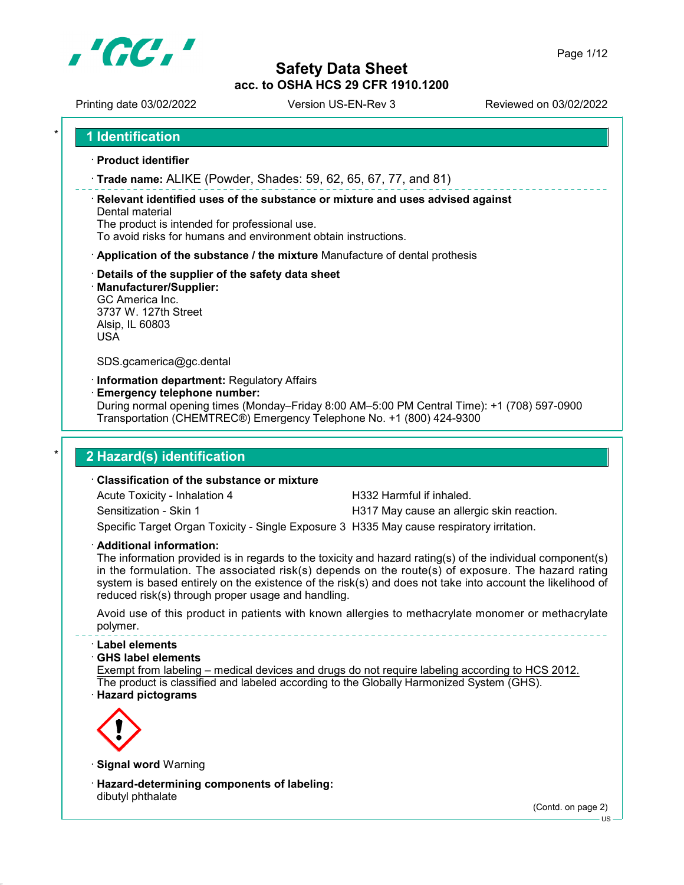# Safety Data Sheet

**acc. to OSHA HCS 29 CFR 1910.1200**

Printing date 03/02/2022 | Version US-EN-Rev 3 | Reviewed on 03/02/2022

## 1 Identification

· **Product identifier**

· **Trade name:** ALIKE (Powder, Shades: 59, 62, 65, 67, 77, and 81)

· **Relevant identified uses of the substance or mixture and uses advised against**
Dental material
The product is intended for professional use.
To avoid risks for humans and environment obtain instructions.

· **Application of the substance / the mixture** Manufacture of dental prothesis

· **Details of the supplier of the safety data sheet**

· **Manufacturer/Supplier:**
GC America Inc.
3737 W. 127th Street
Alsip, IL 60803
USA

SDS.gcamerica@gc.dental

· **Information department:** Regulatory Affairs

· **Emergency telephone number:**
During normal opening times (Monday–Friday 8:00 AM–5:00 PM Central Time): +1 (708) 597-0900
Transportation (CHEMTREC®) Emergency Telephone No. +1 (800) 424-9300

## 2 Hazard(s) identification

· **Classification of the substance or mixture**

| | |
|---|---|
| Acute Toxicity - Inhalation 4 | H332 Harmful if inhaled. |
| Sensitization - Skin 1 | H317 May cause an allergic skin reaction. |
| Specific Target Organ Toxicity - Single Exposure 3 | H335 May cause respiratory irritation. |

· **Additional information:**
The information provided is in regards to the toxicity and hazard rating(s) of the individual component(s) in the formulation. The associated risk(s) depends on the route(s) of exposure. The hazard rating system is based entirely on the existence of the risk(s) and does not take into account the likelihood of reduced risk(s) through proper usage and handling.

Avoid use of this product in patients with known allergies to methacrylate monomer or methacrylate polymer.

· **Label elements**

· **GHS label elements**
Exempt from labeling – medical devices and drugs do not require labeling according to HCS 2012.
The product is classified and labeled according to the Globally Harmonized System (GHS).

· **Hazard pictograms**

· **Signal word** Warning

· **Hazard-determining components of labeling:**
dibutyl phthalate

(Contd. on page 2)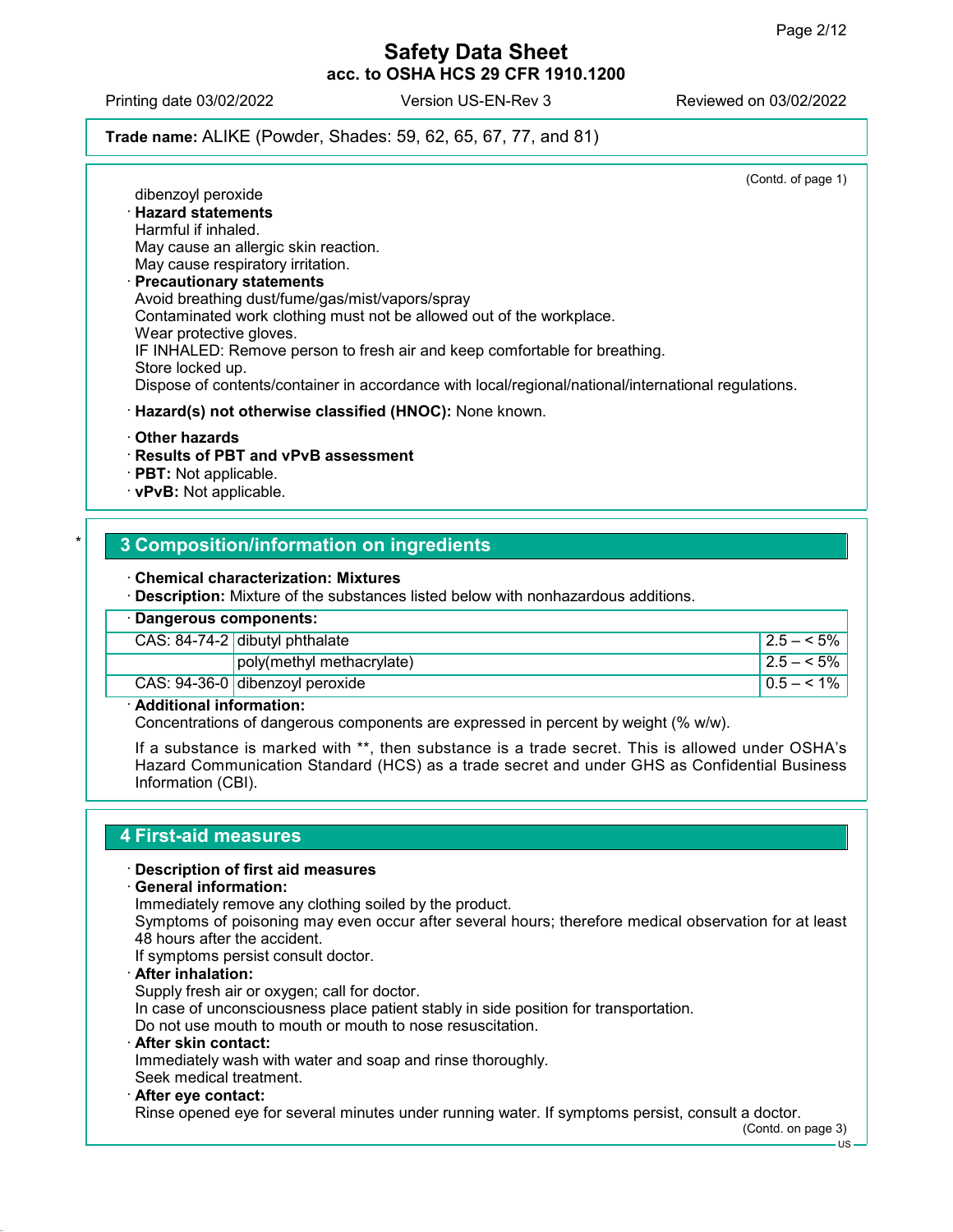Safety Data Sheet
acc. to OSHA HCS 29 CFR 1910.1200

Printing date 03/02/2022 | Version US-EN-Rev 3 | Reviewed on 03/02/2022

**Trade name:** ALIKE (Powder, Shades: 59, 62, 65, 67, 77, and 81)

(Contd. of page 1)

dibenzoyl peroxide

· **Hazard statements**
Harmful if inhaled.
May cause an allergic skin reaction.
May cause respiratory irritation.

· **Precautionary statements**
Avoid breathing dust/fume/gas/mist/vapors/spray
Contaminated work clothing must not be allowed out of the workplace.
Wear protective gloves.
IF INHALED: Remove person to fresh air and keep comfortable for breathing.
Store locked up.
Dispose of contents/container in accordance with local/regional/national/international regulations.

· **Hazard(s) not otherwise classified (HNOC):** None known.

· **Other hazards**
· **Results of PBT and vPvB assessment**
· **PBT:** Not applicable.
· **vPvB:** Not applicable.

## 3 Composition/information on ingredients

· **Chemical characterization: Mixtures**
· **Description:** Mixture of the substances listed below with nonhazardous additions.

· **Dangerous components:**

| | | |
|---|---|---|
| CAS: 84-74-2 | dibutyl phthalate | 2.5 – < 5% |
| | poly(methyl methacrylate) | 2.5 – < 5% |
| CAS: 94-36-0 | dibenzoyl peroxide | 0.5 – < 1% |

· **Additional information:**
Concentrations of dangerous components are expressed in percent by weight (% w/w).

If a substance is marked with **, then substance is a trade secret. This is allowed under OSHA's Hazard Communication Standard (HCS) as a trade secret and under GHS as Confidential Business Information (CBI).

## 4 First-aid measures

· **Description of first aid measures**
· **General information:**
Immediately remove any clothing soiled by the product.
Symptoms of poisoning may even occur after several hours; therefore medical observation for at least 48 hours after the accident.
If symptoms persist consult doctor.

· **After inhalation:**
Supply fresh air or oxygen; call for doctor.
In case of unconsciousness place patient stably in side position for transportation.
Do not use mouth to mouth or mouth to nose resuscitation.

· **After skin contact:**
Immediately wash with water and soap and rinse thoroughly.
Seek medical treatment.

· **After eye contact:**
Rinse opened eye for several minutes under running water. If symptoms persist, consult a doctor.

(Contd. on page 3)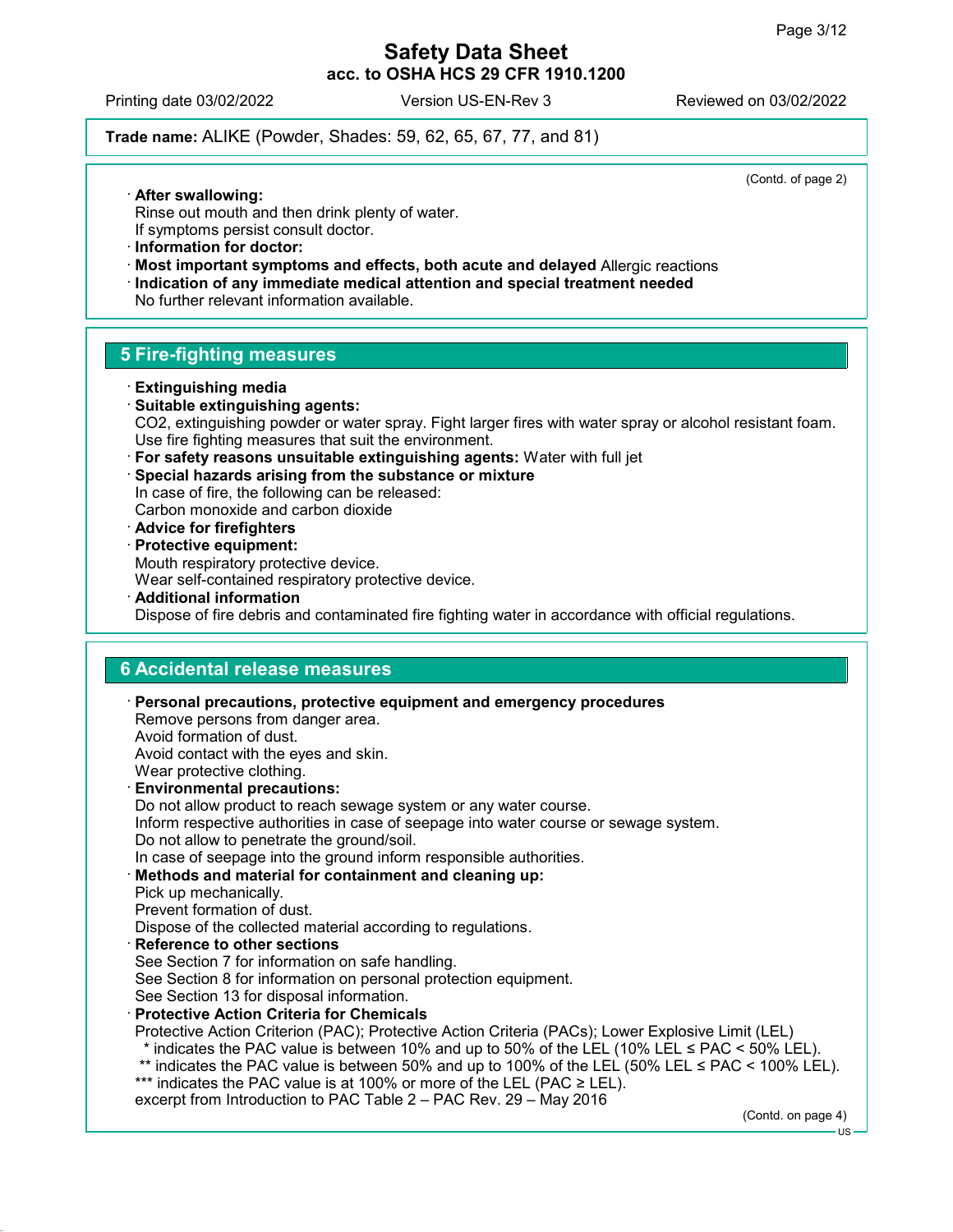**Trade name:** ALIKE (Powder, Shades: 59, 62, 65, 67, 77, and 81)

(Contd. of page 2)

- **After swallowing:**
  Rinse out mouth and then drink plenty of water.
  If symptoms persist consult doctor.
- **Information for doctor:**
- **Most important symptoms and effects, both acute and delayed** Allergic reactions
- **Indication of any immediate medical attention and special treatment needed**
  No further relevant information available.

## 5 Fire-fighting measures

- **Extinguishing media**
- **Suitable extinguishing agents:**
  $CO_2$, extinguishing powder or water spray. Fight larger fires with water spray or alcohol resistant foam.
  Use fire fighting measures that suit the environment.
- **For safety reasons unsuitable extinguishing agents:** Water with full jet
- **Special hazards arising from the substance or mixture**
  In case of fire, the following can be released:
  Carbon monoxide and carbon dioxide
- **Advice for firefighters**
- **Protective equipment:**
  Mouth respiratory protective device.
  Wear self-contained respiratory protective device.
- **Additional information**
  Dispose of fire debris and contaminated fire fighting water in accordance with official regulations.

## 6 Accidental release measures

- **Personal precautions, protective equipment and emergency procedures**
  Remove persons from danger area.
  Avoid formation of dust.
  Avoid contact with the eyes and skin.
  Wear protective clothing.
- **Environmental precautions:**
  Do not allow product to reach sewage system or any water course.
  Inform respective authorities in case of seepage into water course or sewage system.
  Do not allow to penetrate the ground/soil.
  In case of seepage into the ground inform responsible authorities.
- **Methods and material for containment and cleaning up:**
  Pick up mechanically.
  Prevent formation of dust.
  Dispose of the collected material according to regulations.
- **Reference to other sections**
  See Section 7 for information on safe handling.
  See Section 8 for information on personal protection equipment.
  See Section 13 for disposal information.
- **Protective Action Criteria for Chemicals**
  Protective Action Criterion (PAC); Protective Action Criteria (PACs); Lower Explosive Limit (LEL)
  * indicates the PAC value is between 10% and up to 50% of the LEL (10% LEL ≤ PAC < 50% LEL).
  ** indicates the PAC value is between 50% and up to 100% of the LEL (50% LEL ≤ PAC < 100% LEL).
  *** indicates the PAC value is at 100% or more of the LEL (PAC ≥ LEL).
  excerpt from Introduction to PAC Table 2 – PAC Rev. 29 – May 2016

(Contd. on page 4)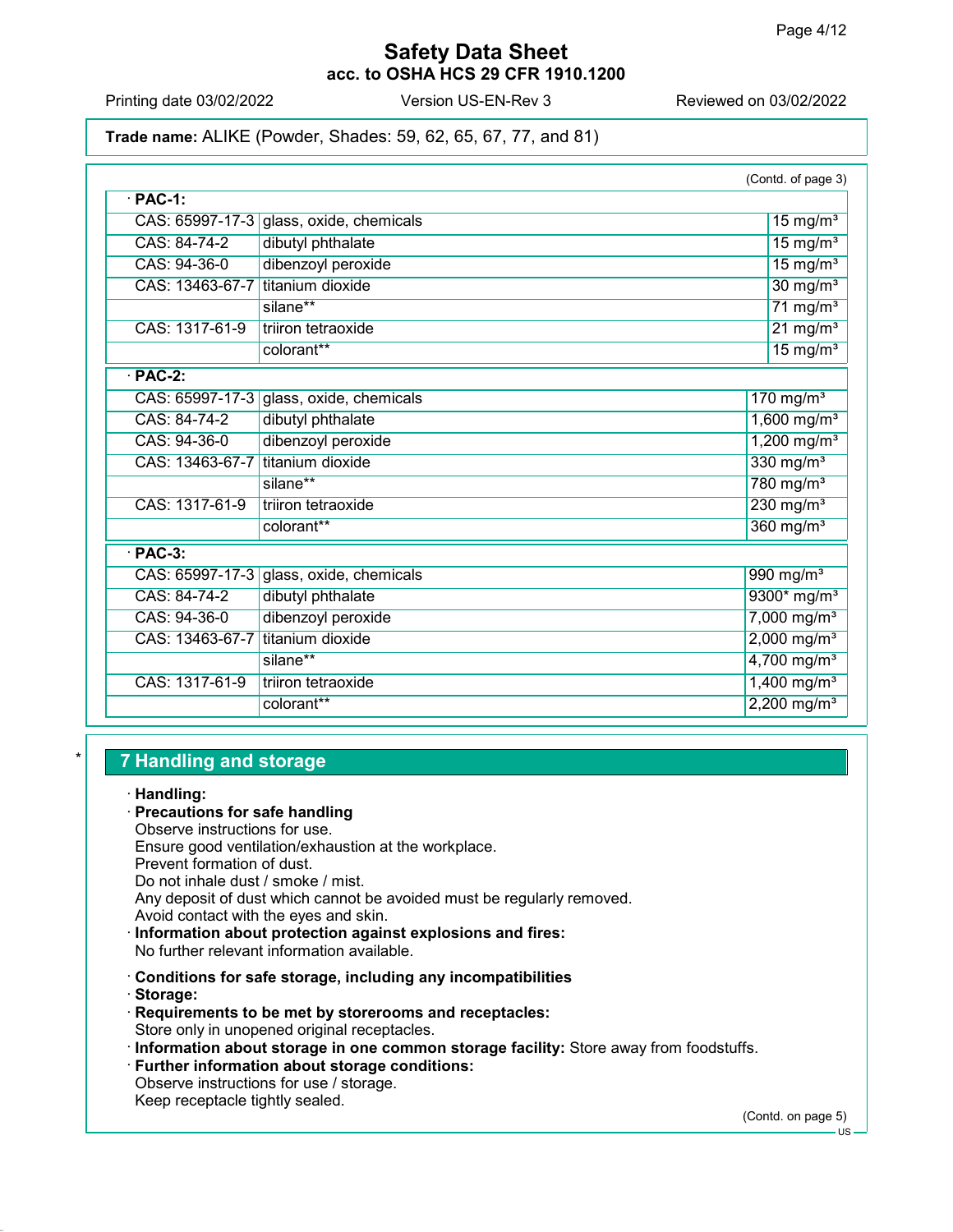Trade name: ALIKE (Powder, Shades: 59, 62, 65, 67, 77, and 81)

(Contd. of page 3)

· **PAC-1:**

| | | |
|---|---|---|
| CAS: 65997-17-3 | glass, oxide, chemicals | 15 mg/m³ |
| CAS: 84-74-2 | dibutyl phthalate | 15 mg/m³ |
| CAS: 94-36-0 | dibenzoyl peroxide | 15 mg/m³ |
| CAS: 13463-67-7 | titanium dioxide | 30 mg/m³ |
| | silane** | 71 mg/m³ |
| CAS: 1317-61-9 | triiron tetraoxide | 21 mg/m³ |
| | colorant** | 15 mg/m³ |

· **PAC-2:**

| | | |
|---|---|---|
| CAS: 65997-17-3 | glass, oxide, chemicals | 170 mg/m³ |
| CAS: 84-74-2 | dibutyl phthalate | 1,600 mg/m³ |
| CAS: 94-36-0 | dibenzoyl peroxide | 1,200 mg/m³ |
| CAS: 13463-67-7 | titanium dioxide | 330 mg/m³ |
| | silane** | 780 mg/m³ |
| CAS: 1317-61-9 | triiron tetraoxide | 230 mg/m³ |
| | colorant** | 360 mg/m³ |

· **PAC-3:**

| | | |
|---|---|---|
| CAS: 65997-17-3 | glass, oxide, chemicals | 990 mg/m³ |
| CAS: 84-74-2 | dibutyl phthalate | 9300* mg/m³ |
| CAS: 94-36-0 | dibenzoyl peroxide | 7,000 mg/m³ |
| CAS: 13463-67-7 | titanium dioxide | 2,000 mg/m³ |
| | silane** | 4,700 mg/m³ |
| CAS: 1317-61-9 | triiron tetraoxide | 1,400 mg/m³ |
| | colorant** | 2,200 mg/m³ |

## 7 Handling and storage

· **Handling:**

· **Precautions for safe handling**
Observe instructions for use.
Ensure good ventilation/exhaustion at the workplace.
Prevent formation of dust.
Do not inhale dust / smoke / mist.
Any deposit of dust which cannot be avoided must be regularly removed.
Avoid contact with the eyes and skin.

· **Information about protection against explosions and fires:**
No further relevant information available.

· **Conditions for safe storage, including any incompatibilities**

· **Storage:**

· **Requirements to be met by storerooms and receptacles:**
Store only in unopened original receptacles.

· **Information about storage in one common storage facility:** Store away from foodstuffs.

· **Further information about storage conditions:**
Observe instructions for use / storage.
Keep receptacle tightly sealed.

(Contd. on page 5)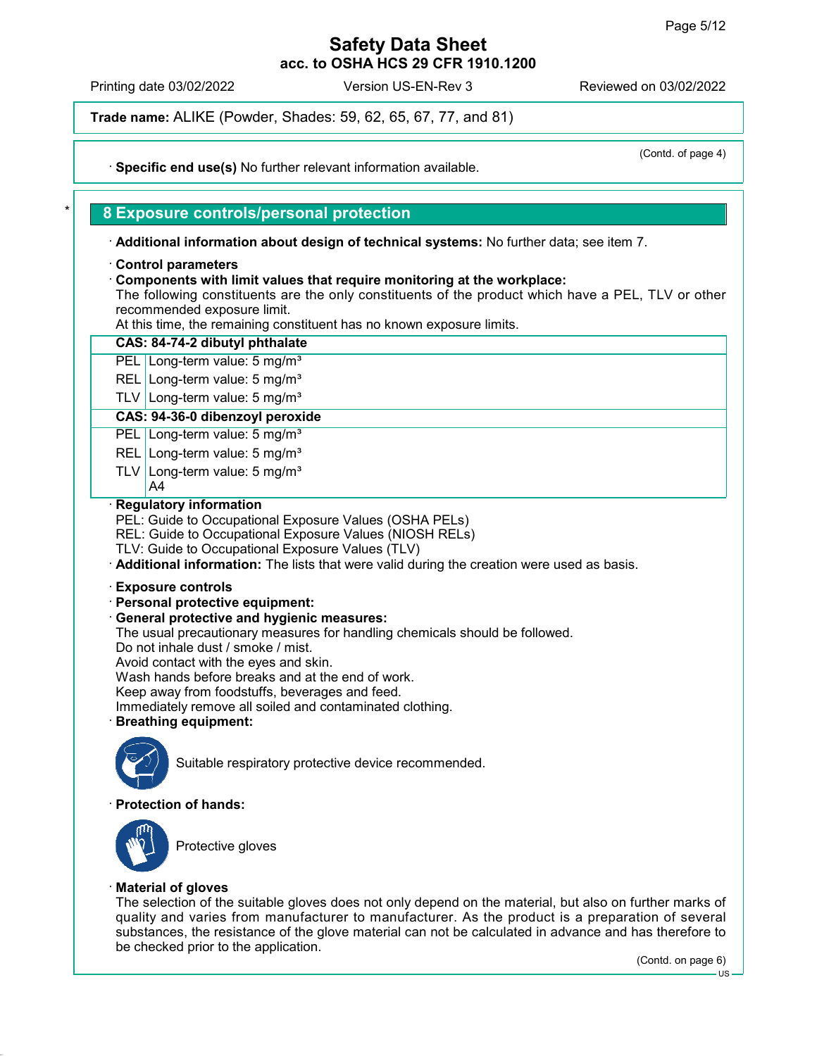Trade name: ALIKE (Powder, Shades: 59, 62, 65, 67, 77, and 81)

(Contd. of page 4)

· **Specific end use(s)** No further relevant information available.

## 8 Exposure controls/personal protection

· **Additional information about design of technical systems:** No further data; see item 7.

· **Control parameters**

· **Components with limit values that require monitoring at the workplace:**

The following constituents are the only constituents of the product which have a PEL, TLV or other recommended exposure limit.

At this time, the remaining constituent has no known exposure limits.

| CAS: 84-74-2 dibutyl phthalate | |
|---|---|
| PEL | Long-term value: 5 mg/m³ |
| REL | Long-term value: 5 mg/m³ |
| TLV | Long-term value: 5 mg/m³ |
| **CAS: 94-36-0 dibenzoyl peroxide** | |
| PEL | Long-term value: 5 mg/m³ |
| REL | Long-term value: 5 mg/m³ |
| TLV | Long-term value: 5 mg/m³<br>A4 |

· **Regulatory information**

PEL: Guide to Occupational Exposure Values (OSHA PELs)
REL: Guide to Occupational Exposure Values (NIOSH RELs)
TLV: Guide to Occupational Exposure Values (TLV)

· **Additional information:** The lists that were valid during the creation were used as basis.

· **Exposure controls**

· **Personal protective equipment:**

· **General protective and hygienic measures:**

The usual precautionary measures for handling chemicals should be followed.
Do not inhale dust / smoke / mist.
Avoid contact with the eyes and skin.
Wash hands before breaks and at the end of work.
Keep away from foodstuffs, beverages and feed.
Immediately remove all soiled and contaminated clothing.

· **Breathing equipment:**

Suitable respiratory protective device recommended.

· **Protection of hands:**

Protective gloves

· **Material of gloves**

The selection of the suitable gloves does not only depend on the material, but also on further marks of quality and varies from manufacturer to manufacturer. As the product is a preparation of several substances, the resistance of the glove material can not be calculated in advance and has therefore to be checked prior to the application.

(Contd. on page 6)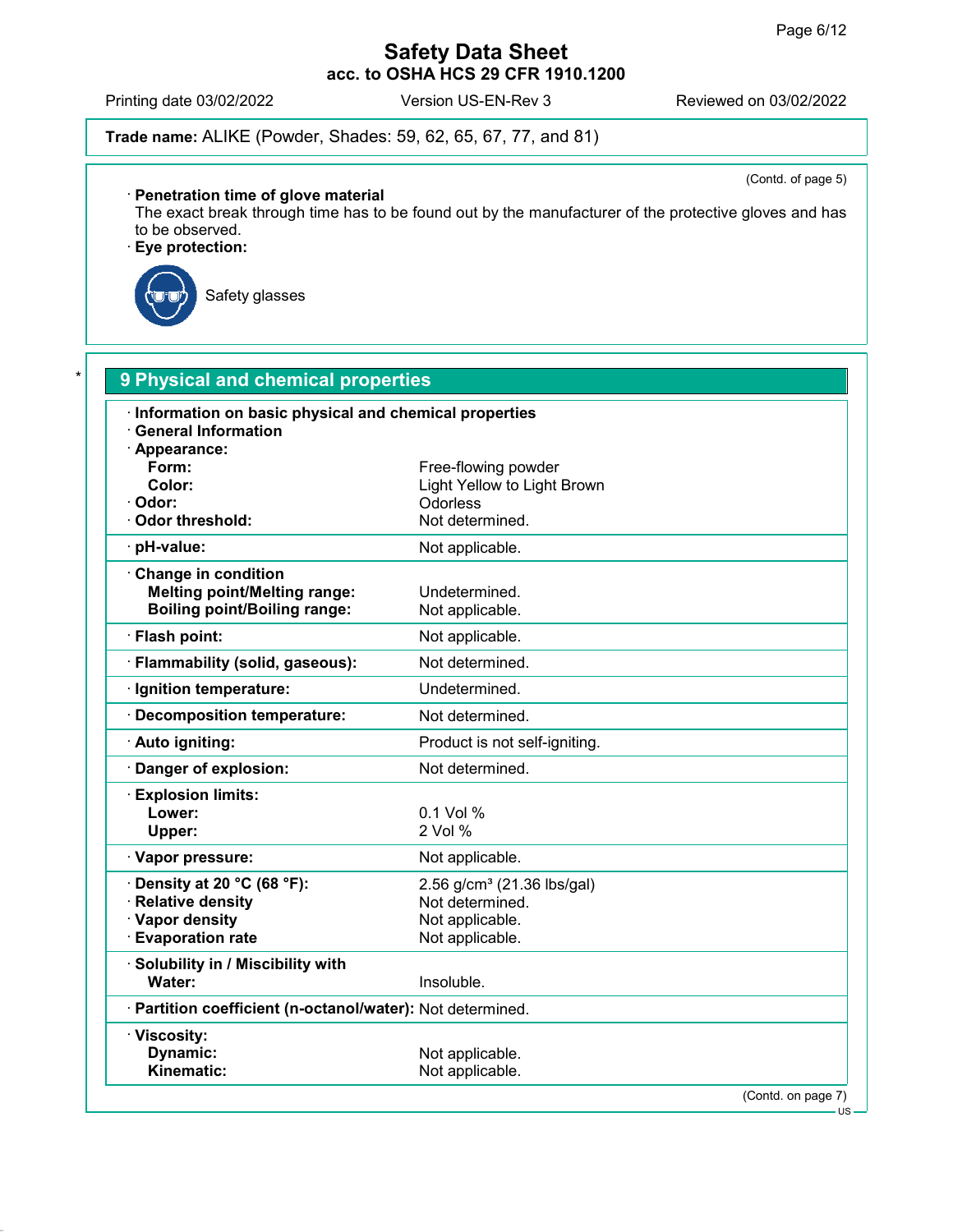Trade name: ALIKE (Powder, Shades: 59, 62, 65, 67, 77, and 81)

(Contd. of page 5)

· **Penetration time of glove material**
The exact break through time has to be found out by the manufacturer of the protective gloves and has to be observed.

· **Eye protection:**

Safety glasses

## 9 Physical and chemical properties

· **Information on basic physical and chemical properties**
· **General Information**

| | |
|---|---|
| · **Appearance:** | |
| **Form:** | Free-flowing powder |
| **Color:** | Light Yellow to Light Brown |
| · **Odor:** | Odorless |
| · **Odor threshold:** | Not determined. |
| · **pH-value:** | Not applicable. |
| · **Change in condition** | |
| **Melting point/Melting range:** | Undetermined. |
| **Boiling point/Boiling range:** | Not applicable. |
| · **Flash point:** | Not applicable. |
| · **Flammability (solid, gaseous):** | Not determined. |
| · **Ignition temperature:** | Undetermined. |
| · **Decomposition temperature:** | Not determined. |
| · **Auto igniting:** | Product is not self-igniting. |
| · **Danger of explosion:** | Not determined. |
| · **Explosion limits:** | |
| **Lower:** | 0.1 Vol % |
| **Upper:** | 2 Vol % |
| · **Vapor pressure:** | Not applicable. |
| · **Density at 20 °C (68 °F):** | 2.56 g/cm³ (21.36 lbs/gal) |
| · **Relative density** | Not determined. |
| · **Vapor density** | Not applicable. |
| · **Evaporation rate** | Not applicable. |
| · **Solubility in / Miscibility with** | |
| **Water:** | Insoluble. |
| · **Partition coefficient (n-octanol/water):** | Not determined. |
| · **Viscosity:** | |
| **Dynamic:** | Not applicable. |
| **Kinematic:** | Not applicable. |

(Contd. on page 7)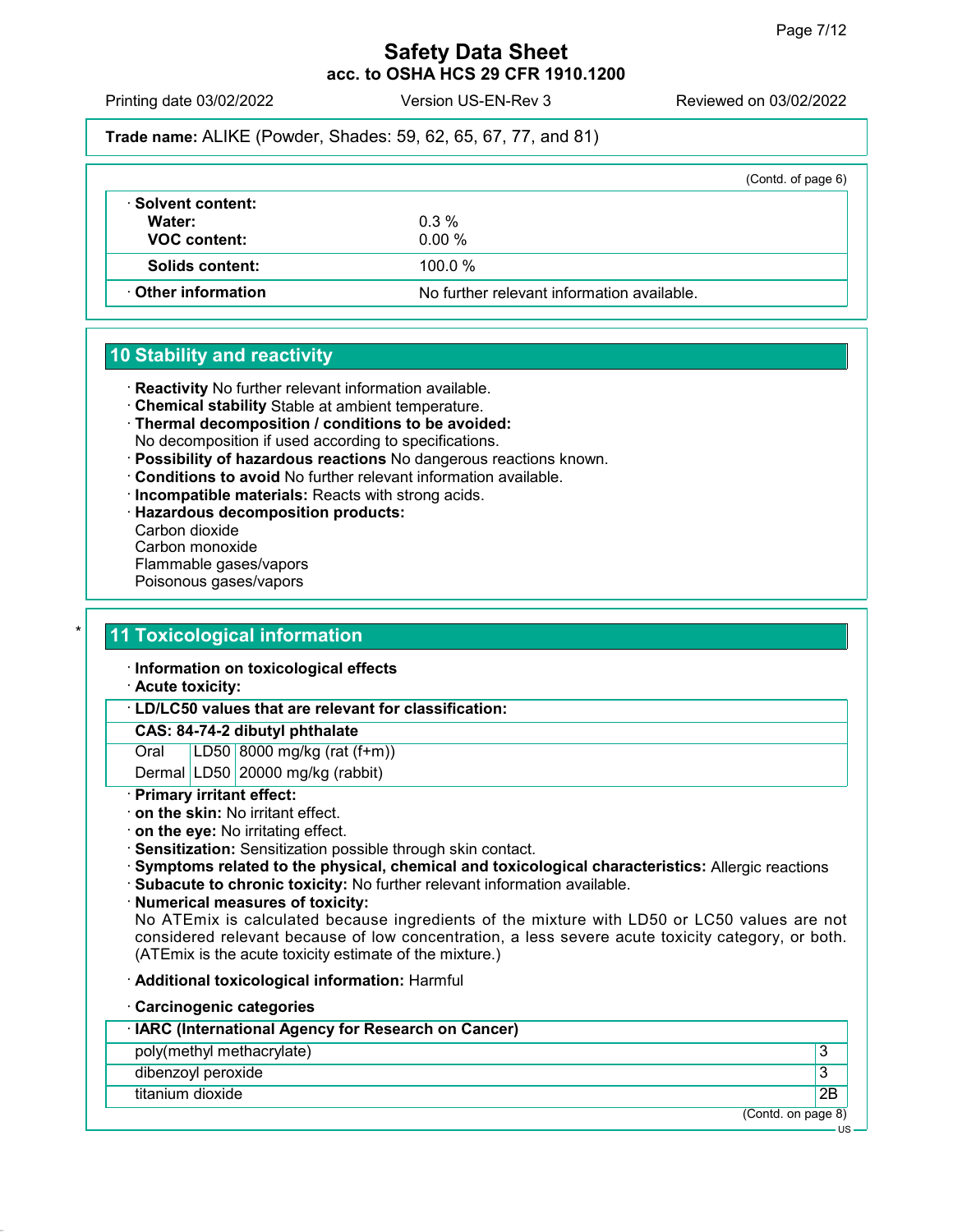**Trade name:** ALIKE (Powder, Shades: 59, 62, 65, 67, 77, and 81)

(Contd. of page 6)

| | |
|---|---|
| · **Solvent content:** | |
| **Water:** | 0.3 % |
| **VOC content:** | 0.00 % |
| **Solids content:** | 100.0 % |
| · **Other information** | No further relevant information available. |

## 10 Stability and reactivity

· **Reactivity** No further relevant information available.
· **Chemical stability** Stable at ambient temperature.
· **Thermal decomposition / conditions to be avoided:**
No decomposition if used according to specifications.
· **Possibility of hazardous reactions** No dangerous reactions known.
· **Conditions to avoid** No further relevant information available.
· **Incompatible materials:** Reacts with strong acids.
· **Hazardous decomposition products:**
Carbon dioxide
Carbon monoxide
Flammable gases/vapors
Poisonous gases/vapors

## * 11 Toxicological information

· **Information on toxicological effects**
· **Acute toxicity:**

| · **LD/LC50 values that are relevant for classification:** | | |
|---|---|---|
| **CAS: 84-74-2 dibutyl phthalate** | | |
| Oral | LD50 | 8000 mg/kg (rat (f+m)) |
| Dermal | LD50 | 20000 mg/kg (rabbit) |

· **Primary irritant effect:**
· **on the skin:** No irritant effect.
· **on the eye:** No irritating effect.
· **Sensitization:** Sensitization possible through skin contact.
· **Symptoms related to the physical, chemical and toxicological characteristics:** Allergic reactions
· **Subacute to chronic toxicity:** No further relevant information available.
· **Numerical measures of toxicity:**
No ATEmix is calculated because ingredients of the mixture with LD50 or LC50 values are not considered relevant because of low concentration, a less severe acute toxicity category, or both. (ATEmix is the acute toxicity estimate of the mixture.)

· **Additional toxicological information:** Harmful

· **Carcinogenic categories**

| · **IARC (International Agency for Research on Cancer)** | |
|---|---|
| poly(methyl methacrylate) | 3 |
| dibenzoyl peroxide | 3 |
| titanium dioxide | 2B |

(Contd. on page 8)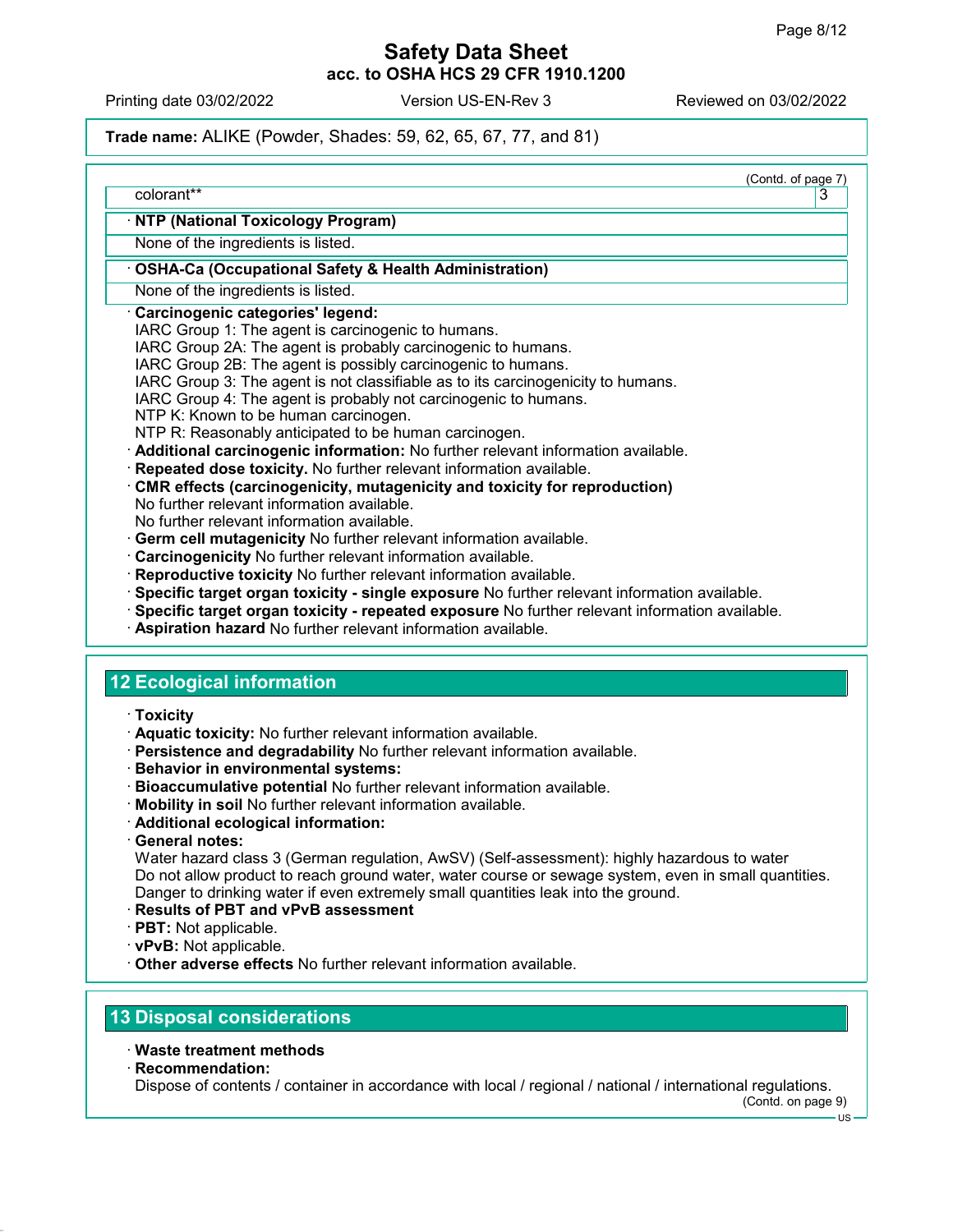(Contd. of page 7)

| colorant** | 3 |
|---|---|

· **NTP (National Toxicology Program)**

None of the ingredients is listed.

· **OSHA-Ca (Occupational Safety & Health Administration)**

None of the ingredients is listed.

· **Carcinogenic categories' legend:**
IARC Group 1: The agent is carcinogenic to humans.
IARC Group 2A: The agent is probably carcinogenic to humans.
IARC Group 2B: The agent is possibly carcinogenic to humans.
IARC Group 3: The agent is not classifiable as to its carcinogenicity to humans.
IARC Group 4: The agent is probably not carcinogenic to humans.
NTP K: Known to be human carcinogen.
NTP R: Reasonably anticipated to be human carcinogen.

· **Additional carcinogenic information:** No further relevant information available.
· **Repeated dose toxicity.** No further relevant information available.
· **CMR effects (carcinogenicity, mutagenicity and toxicity for reproduction)**
No further relevant information available.
No further relevant information available.
· **Germ cell mutagenicity** No further relevant information available.
· **Carcinogenicity** No further relevant information available.
· **Reproductive toxicity** No further relevant information available.
· **Specific target organ toxicity - single exposure** No further relevant information available.
· **Specific target organ toxicity - repeated exposure** No further relevant information available.
· **Aspiration hazard** No further relevant information available.

## 12 Ecological information

· **Toxicity**
· **Aquatic toxicity:** No further relevant information available.
· **Persistence and degradability** No further relevant information available.
· **Behavior in environmental systems:**
· **Bioaccumulative potential** No further relevant information available.
· **Mobility in soil** No further relevant information available.
· **Additional ecological information:**
· **General notes:**
Water hazard class 3 (German regulation, AwSV) (Self-assessment): highly hazardous to water
Do not allow product to reach ground water, water course or sewage system, even in small quantities.
Danger to drinking water if even extremely small quantities leak into the ground.
· **Results of PBT and vPvB assessment**
· **PBT:** Not applicable.
· **vPvB:** Not applicable.
· **Other adverse effects** No further relevant information available.

## 13 Disposal considerations

· **Waste treatment methods**
· **Recommendation:**
Dispose of contents / container in accordance with local / regional / national / international regulations.

(Contd. on page 9)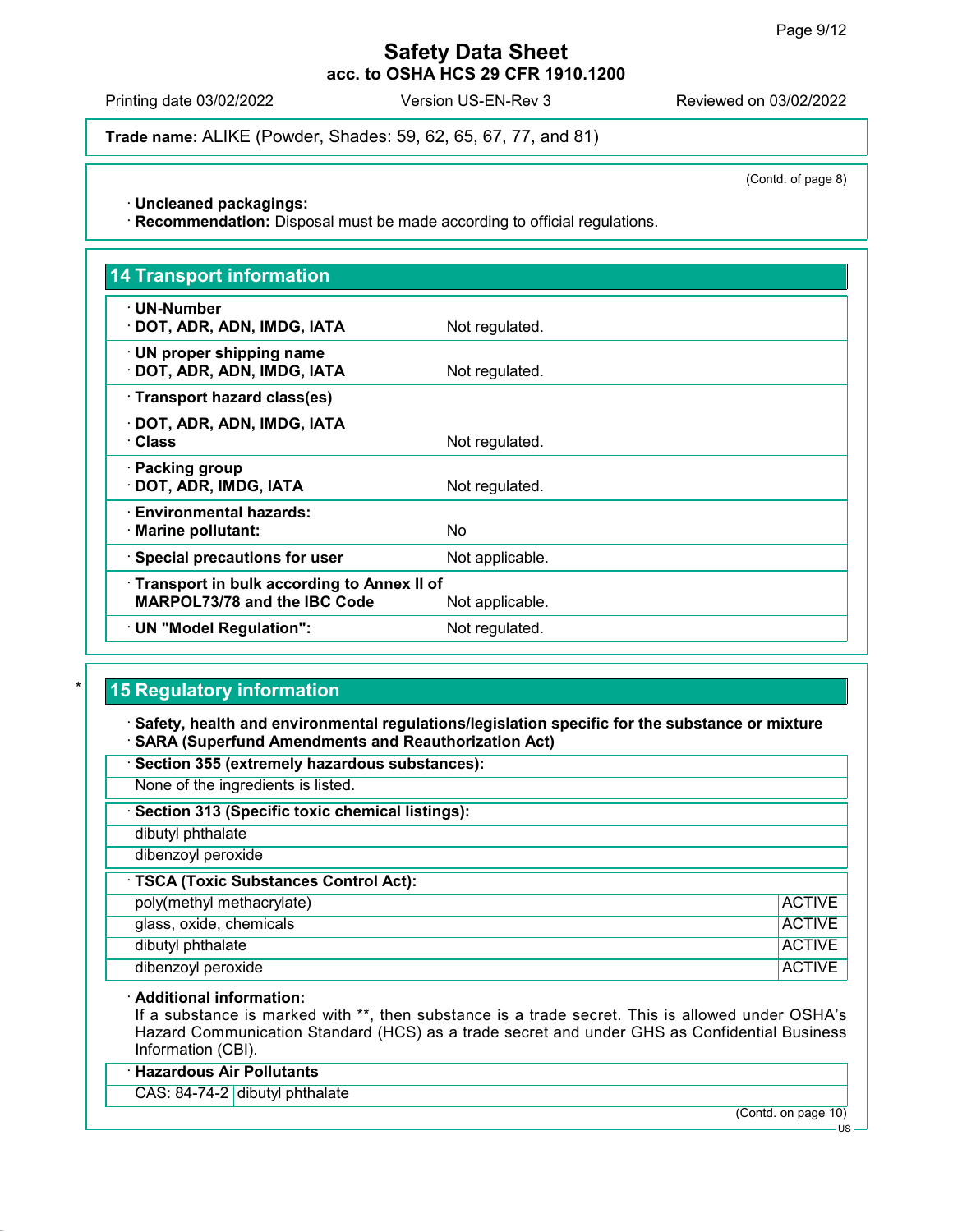**Trade name:** ALIKE (Powder, Shades: 59, 62, 65, 67, 77, and 81)

(Contd. of page 8)

· **Uncleaned packagings:**
· **Recommendation:** Disposal must be made according to official regulations.

## 14 Transport information

| | |
|---|---|
| · **UN-Number**<br>· **DOT, ADR, ADN, IMDG, IATA** | Not regulated. |
| · **UN proper shipping name**<br>· **DOT, ADR, ADN, IMDG, IATA** | Not regulated. |
| · **Transport hazard class(es)**<br>· **DOT, ADR, ADN, IMDG, IATA**<br>· **Class** | Not regulated. |
| · **Packing group**<br>· **DOT, ADR, IMDG, IATA** | Not regulated. |
| · **Environmental hazards:**<br>· **Marine pollutant:** | No |
| · **Special precautions for user** | Not applicable. |
| · **Transport in bulk according to Annex II of MARPOL73/78 and the IBC Code** | Not applicable. |
| · **UN "Model Regulation":** | Not regulated. |

## 15 Regulatory information

· **Safety, health and environmental regulations/legislation specific for the substance or mixture**
· **SARA (Superfund Amendments and Reauthorization Act)**

| · **Section 355 (extremely hazardous substances):** |
|---|
| None of the ingredients is listed. |

| · **Section 313 (Specific toxic chemical listings):** |
|---|
| dibutyl phthalate |
| dibenzoyl peroxide |

| · **TSCA (Toxic Substances Control Act):** | |
|---|---|
| poly(methyl methacrylate) | ACTIVE |
| glass, oxide, chemicals | ACTIVE |
| dibutyl phthalate | ACTIVE |
| dibenzoyl peroxide | ACTIVE |

· **Additional information:**
If a substance is marked with **, then substance is a trade secret. This is allowed under OSHA's Hazard Communication Standard (HCS) as a trade secret and under GHS as Confidential Business Information (CBI).

| · **Hazardous Air Pollutants** | |
|---|---|
| CAS: 84-74-2 | dibutyl phthalate |

(Contd. on page 10)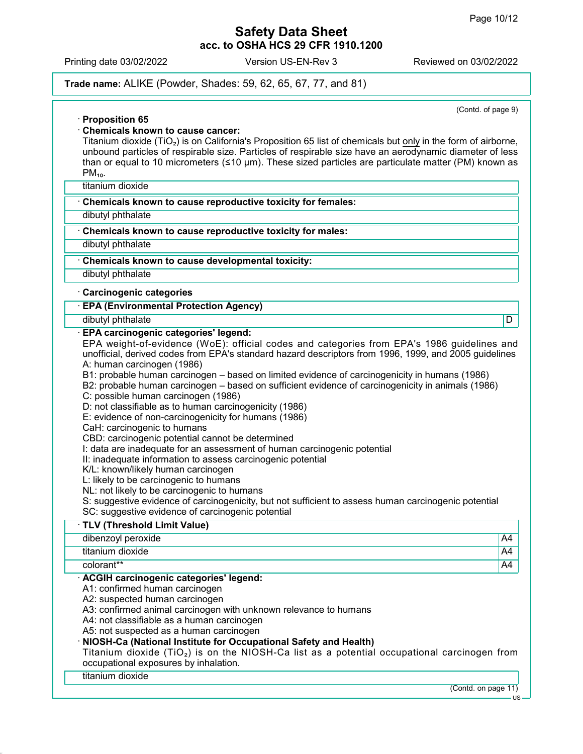**Trade name:** ALIKE (Powder, Shades: 59, 62, 65, 67, 77, and 81)

(Contd. of page 9)

· **Proposition 65**

· **Chemicals known to cause cancer:**

Titanium dioxide ($TiO_2$) is on California's Proposition 65 list of chemicals but only in the form of airborne, unbound particles of respirable size. Particles of respirable size have an aerodynamic diameter of less than or equal to 10 micrometers (≤10 µm). These sized particles are particulate matter (PM) known as $PM_{10}$.

| titanium dioxide |
|---|

| · **Chemicals known to cause reproductive toxicity for females:** |
|---|
| dibutyl phthalate |

| · **Chemicals known to cause reproductive toxicity for males:** |
|---|
| dibutyl phthalate |

| · **Chemicals known to cause developmental toxicity:** |
|---|
| dibutyl phthalate |

· **Carcinogenic categories**

| · **EPA (Environmental Protection Agency)** | |
|---|---|
| dibutyl phthalate | D |

· **EPA carcinogenic categories' legend:**

EPA weight-of-evidence (WoE): official codes and categories from EPA's 1986 guidelines and unofficial, derived codes from EPA's standard hazard descriptors from 1996, 1999, and 2005 guidelines
A: human carcinogen (1986)
B1: probable human carcinogen – based on limited evidence of carcinogenicity in humans (1986)
B2: probable human carcinogen – based on sufficient evidence of carcinogenicity in animals (1986)
C: possible human carcinogen (1986)
D: not classifiable as to human carcinogenicity (1986)
E: evidence of non-carcinogenicity for humans (1986)
CaH: carcinogenic to humans
CBD: carcinogenic potential cannot be determined
I: data are inadequate for an assessment of human carcinogenic potential
II: inadequate information to assess carcinogenic potential
K/L: known/likely human carcinogen
L: likely to be carcinogenic to humans
NL: not likely to be carcinogenic to humans
S: suggestive evidence of carcinogenicity, but not sufficient to assess human carcinogenic potential
SC: suggestive evidence of carcinogenic potential

| · **TLV (Threshold Limit Value)** | |
|---|---|
| dibenzoyl peroxide | A4 |
| titanium dioxide | A4 |
| colorant** | A4 |

· **ACGIH carcinogenic categories' legend:**

A1: confirmed human carcinogen
A2: suspected human carcinogen
A3: confirmed animal carcinogen with unknown relevance to humans
A4: not classifiable as a human carcinogen
A5: not suspected as a human carcinogen

· **NIOSH-Ca (National Institute for Occupational Safety and Health)**

Titanium dioxide ($TiO_2$) is on the NIOSH-Ca list as a potential occupational carcinogen from occupational exposures by inhalation.

| titanium dioxide |
|---|

(Contd. on page 11)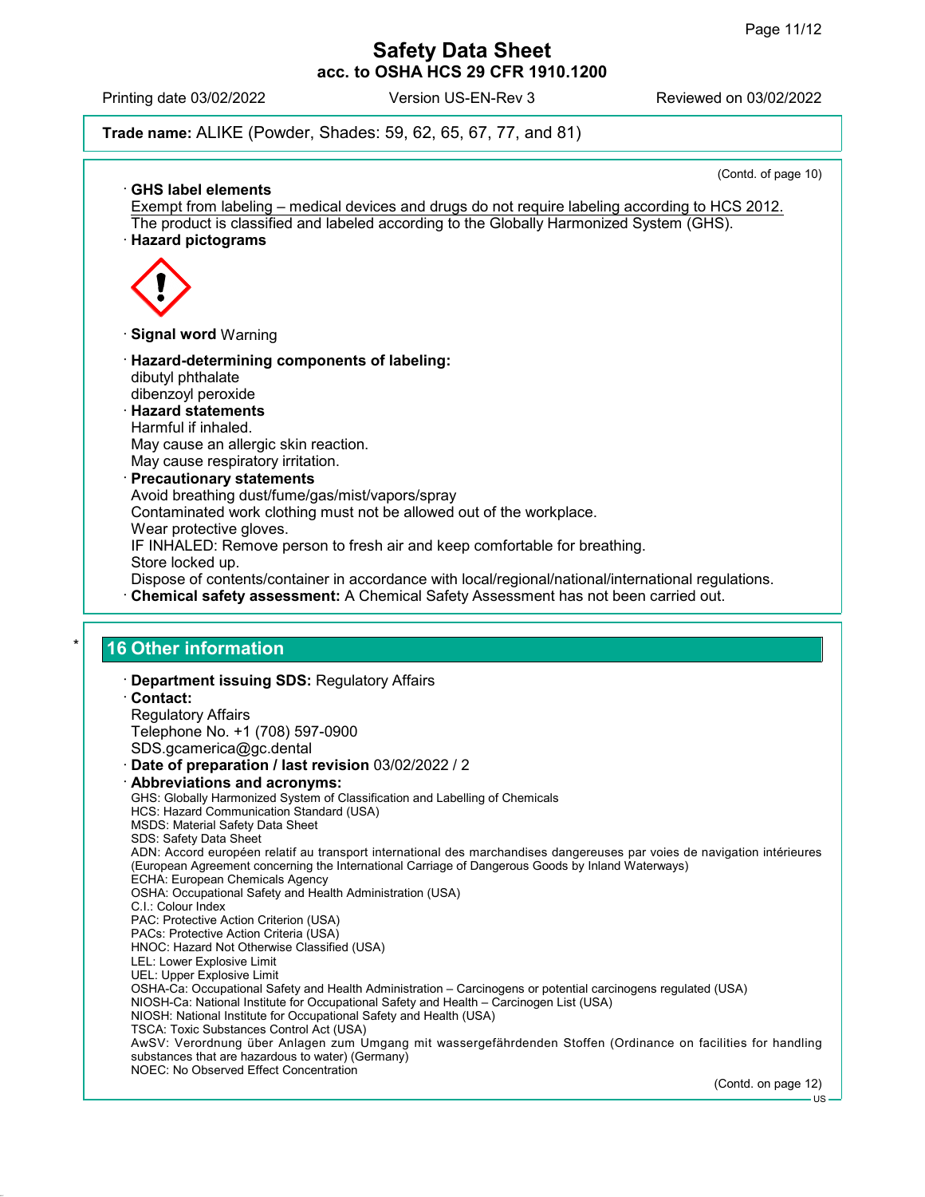**Trade name:** ALIKE (Powder, Shades: 59, 62, 65, 67, 77, and 81)

(Contd. of page 10)

· **GHS label elements**
Exempt from labeling – medical devices and drugs do not require labeling according to HCS 2012.
The product is classified and labeled according to the Globally Harmonized System (GHS).

· **Hazard pictograms**

· **Signal word** Warning

· **Hazard-determining components of labeling:**
dibutyl phthalate
dibenzoyl peroxide

· **Hazard statements**
Harmful if inhaled.
May cause an allergic skin reaction.
May cause respiratory irritation.

· **Precautionary statements**
Avoid breathing dust/fume/gas/mist/vapors/spray
Contaminated work clothing must not be allowed out of the workplace.
Wear protective gloves.
IF INHALED: Remove person to fresh air and keep comfortable for breathing.
Store locked up.
Dispose of contents/container in accordance with local/regional/national/international regulations.

· **Chemical safety assessment:** A Chemical Safety Assessment has not been carried out.

## 16 Other information

· **Department issuing SDS:** Regulatory Affairs

· **Contact:**
Regulatory Affairs
Telephone No. +1 (708) 597-0900
SDS.gcamerica@gc.dental

· **Date of preparation / last revision** 03/02/2022 / 2

· **Abbreviations and acronyms:**
GHS: Globally Harmonized System of Classification and Labelling of Chemicals
HCS: Hazard Communication Standard (USA)
MSDS: Material Safety Data Sheet
SDS: Safety Data Sheet
ADN: Accord européen relatif au transport international des marchandises dangereuses par voies de navigation intérieures (European Agreement concerning the International Carriage of Dangerous Goods by Inland Waterways)
ECHA: European Chemicals Agency
OSHA: Occupational Safety and Health Administration (USA)
C.I.: Colour Index
PAC: Protective Action Criterion (USA)
PACs: Protective Action Criteria (USA)
HNOC: Hazard Not Otherwise Classified (USA)
LEL: Lower Explosive Limit
UEL: Upper Explosive Limit
OSHA-Ca: Occupational Safety and Health Administration – Carcinogens or potential carcinogens regulated (USA)
NIOSH-Ca: National Institute for Occupational Safety and Health – Carcinogen List (USA)
NIOSH: National Institute for Occupational Safety and Health (USA)
TSCA: Toxic Substances Control Act (USA)
AwSV: Verordnung über Anlagen zum Umgang mit wassergefährdenden Stoffen (Ordinance on facilities for handling substances that are hazardous to water) (Germany)
NOEC: No Observed Effect Concentration

(Contd. on page 12)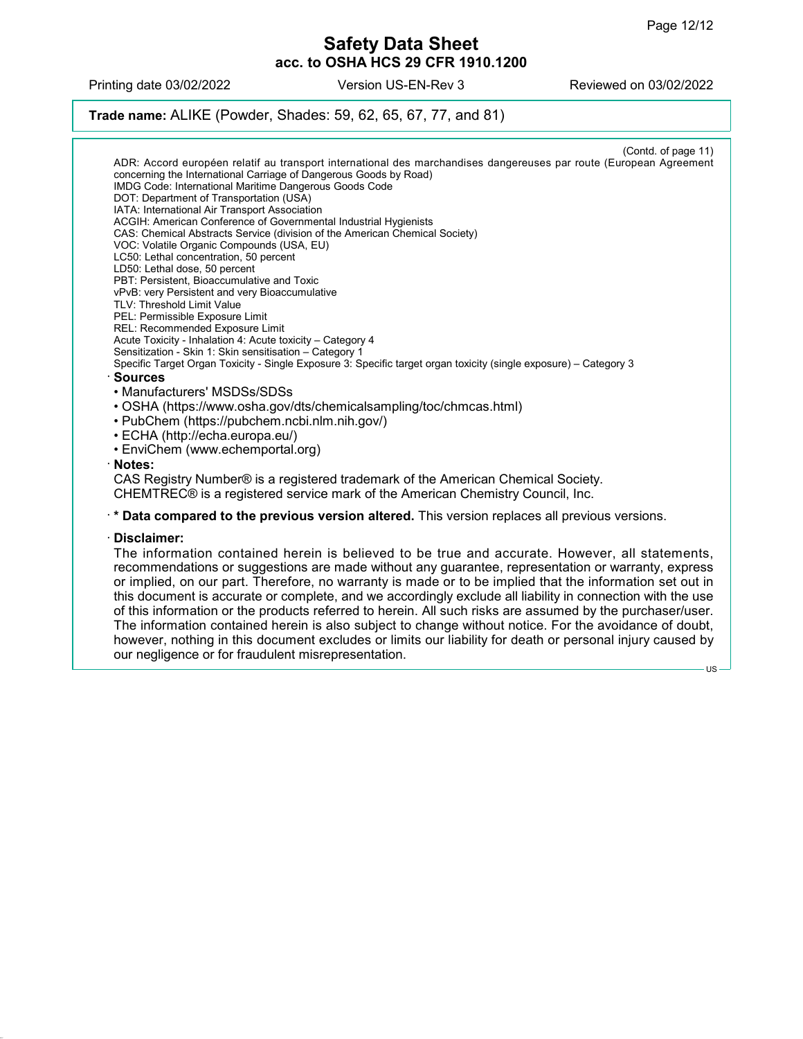(Contd. of page 11)

ADR: Accord européen relatif au transport international des marchandises dangereuses par route (European Agreement concerning the International Carriage of Dangerous Goods by Road)
IMDG Code: International Maritime Dangerous Goods Code
DOT: Department of Transportation (USA)
IATA: International Air Transport Association
ACGIH: American Conference of Governmental Industrial Hygienists
CAS: Chemical Abstracts Service (division of the American Chemical Society)
VOC: Volatile Organic Compounds (USA, EU)
LC50: Lethal concentration, 50 percent
LD50: Lethal dose, 50 percent
PBT: Persistent, Bioaccumulative and Toxic
vPvB: very Persistent and very Bioaccumulative
TLV: Threshold Limit Value
PEL: Permissible Exposure Limit
REL: Recommended Exposure Limit
Acute Toxicity - Inhalation 4: Acute toxicity – Category 4
Sensitization - Skin 1: Skin sensitisation – Category 1
Specific Target Organ Toxicity - Single Exposure 3: Specific target organ toxicity (single exposure) – Category 3

· **Sources**

- Manufacturers' MSDSs/SDSs
- OSHA (https://www.osha.gov/dts/chemicalsampling/toc/chmcas.html)
- PubChem (https://pubchem.ncbi.nlm.nih.gov/)
- ECHA (http://echa.europa.eu/)
- EnviChem (www.echemportal.org)

· **Notes:**

CAS Registry Number® is a registered trademark of the American Chemical Society.
CHEMTREC® is a registered service mark of the American Chemistry Council, Inc.

· **\* Data compared to the previous version altered.** This version replaces all previous versions.

· **Disclaimer:**

The information contained herein is believed to be true and accurate. However, all statements, recommendations or suggestions are made without any guarantee, representation or warranty, express or implied, on our part. Therefore, no warranty is made or to be implied that the information set out in this document is accurate or complete, and we accordingly exclude all liability in connection with the use of this information or the products referred to herein. All such risks are assumed by the purchaser/user. The information contained herein is also subject to change without notice. For the avoidance of doubt, however, nothing in this document excludes or limits our liability for death or personal injury caused by our negligence or for fraudulent misrepresentation.